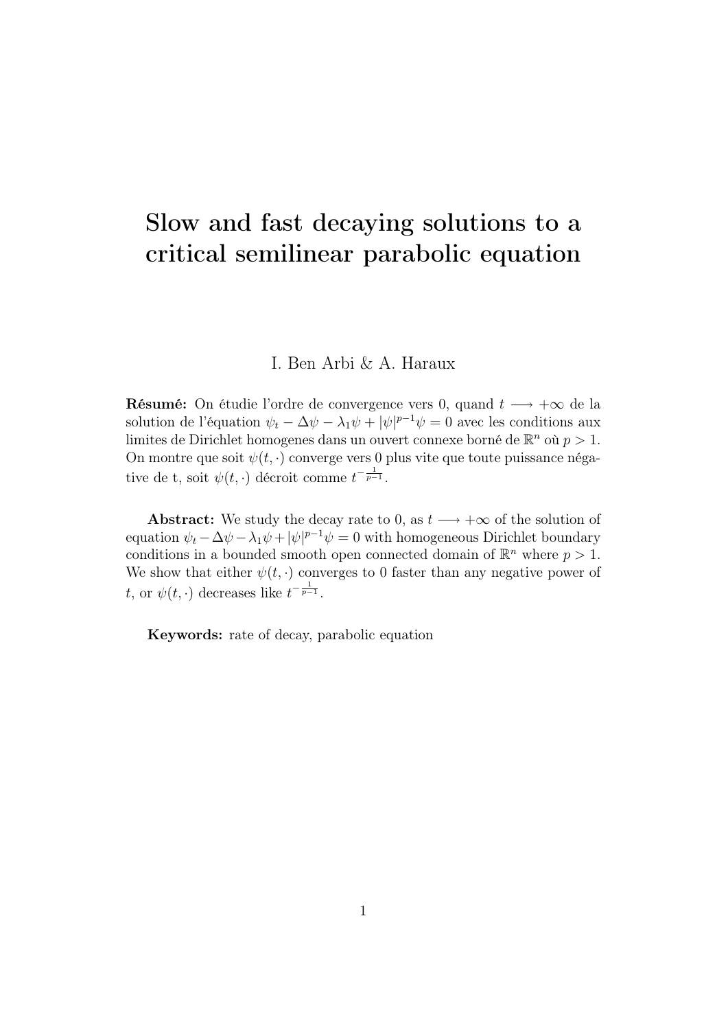# Slow and fast decaying solutions to a critical semilinear parabolic equation

I. Ben Arbi & A. Haraux

**Résumé:** On étudie l'ordre de convergence vers 0, quand $t \longrightarrow +\infty$ de la solution de l'équation $\psi_t - \Delta\psi - \lambda_1\psi + |\psi|^{p-1}\psi = 0$ avec les conditions aux limites de Dirichlet homogenes dans un ouvert connexe borné de $\mathbb{R}^n$ où $p > 1$. On montre que soit $\psi(t, \cdot)$ converge vers 0 plus vite que toute puissance négative de t, soit $\psi(t, \cdot)$ décroit comme $t^{-\frac{1}{p-1}}$.

**Abstract:** We study the decay rate to 0, as $t \longrightarrow +\infty$ of the solution of equation $\psi_t - \Delta\psi - \lambda_1\psi + |\psi|^{p-1}\psi = 0$ with homogeneous Dirichlet boundary conditions in a bounded smooth open connected domain of $\mathbb{R}^n$ where $p > 1$. We show that either $\psi(t, \cdot)$ converges to 0 faster than any negative power of $t$, or $\psi(t, \cdot)$ decreases like $t^{-\frac{1}{p-1}}$.

**Keywords:** rate of decay, parabolic equation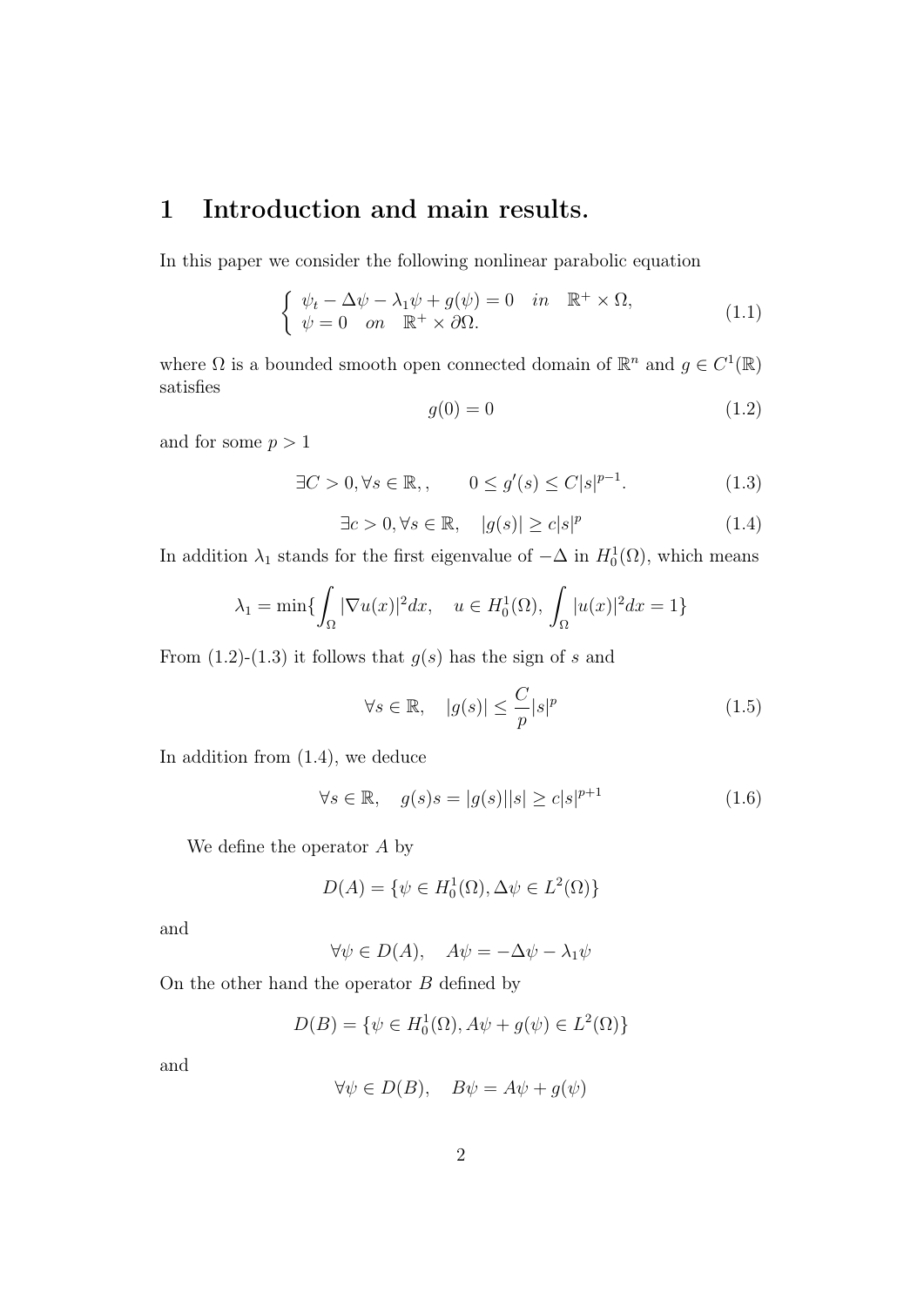# 1 Introduction and main results.

In this paper we consider the following nonlinear parabolic equation

$$\left\{ \begin{array}{l} \psi_t - \Delta\psi - \lambda_1\psi + g(\psi) = 0 \quad in \quad \mathbb{R}^+ \times \Omega, \\ \psi = 0 \quad on \quad \mathbb{R}^+ \times \partial\Omega. \end{array} \right. \tag{1.1}$$

where $\Omega$ is a bounded smooth open connected domain of $\mathbb{R}^n$ and $g \in C^1(\mathbb{R})$ satisfies

$$g(0) = 0 \tag{1.2}$$

and for some $p > 1$

$$\exists C > 0, \forall s \in \mathbb{R},, \qquad 0 \leq g'(s) \leq C|s|^{p-1}. \tag{1.3}$$

$$\exists c > 0, \forall s \in \mathbb{R}, \quad |g(s)| \geq c|s|^p \tag{1.4}$$

In addition $\lambda_1$ stands for the first eigenvalue of $-\Delta$ in $H_0^1(\Omega)$, which means

$$\lambda_1 = \min\{\int_\Omega |\nabla u(x)|^2 dx, \quad u \in H_0^1(\Omega), \int_\Omega |u(x)|^2 dx = 1\}$$

From (1.2)-(1.3) it follows that $g(s)$ has the sign of $s$ and

$$\forall s \in \mathbb{R}, \quad |g(s)| \leq \frac{C}{p}|s|^p \tag{1.5}$$

In addition from (1.4), we deduce

$$\forall s \in \mathbb{R}, \quad g(s)s = |g(s)||s| \geq c|s|^{p+1} \tag{1.6}$$

We define the operator $A$ by

$$D(A) = \{\psi \in H_0^1(\Omega), \Delta\psi \in L^2(\Omega)\}$$

and

$$\forall \psi \in D(A), \quad A\psi = -\Delta\psi - \lambda_1\psi$$

On the other hand the operator $B$ defined by

$$D(B) = \{\psi \in H_0^1(\Omega), A\psi + g(\psi) \in L^2(\Omega)\}$$

and

$$\forall \psi \in D(B), \quad B\psi = A\psi + g(\psi)$$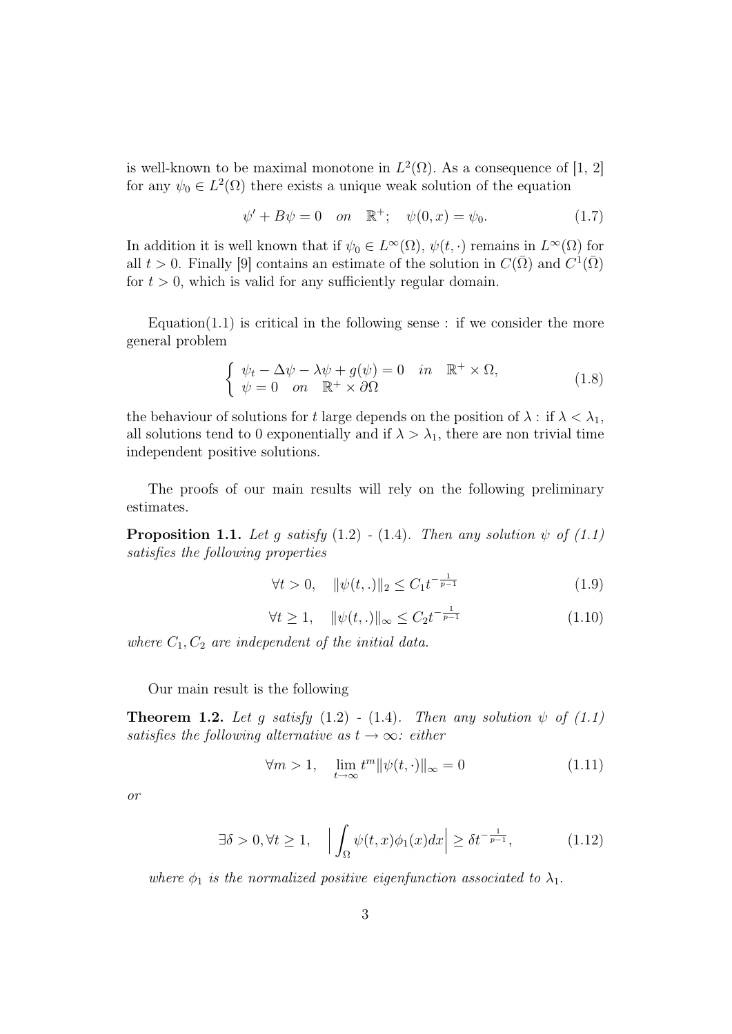is well-known to be maximal monotone in $L^2(\Omega)$. As a consequence of [1, 2] for any $\psi_0 \in L^2(\Omega)$ there exists a unique weak solution of the equation

$$\psi' + B\psi = 0 \quad on \quad \mathbb{R}^+; \quad \psi(0, x) = \psi_0. \tag{1.7}$$

In addition it is well known that if $\psi_0 \in L^\infty(\Omega)$, $\psi(t, \cdot)$ remains in $L^\infty(\Omega)$ for all $t > 0$. Finally [9] contains an estimate of the solution in $C(\bar{\Omega})$ and $C^1(\bar{\Omega})$ for $t > 0$, which is valid for any sufficiently regular domain.

Equation(1.1) is critical in the following sense : if we consider the more general problem

$$\begin{cases} \psi_t - \Delta\psi - \lambda\psi + g(\psi) = 0 \quad in \quad \mathbb{R}^+ \times \Omega, \\ \psi = 0 \quad on \quad \mathbb{R}^+ \times \partial\Omega \end{cases} \tag{1.8}$$

the behaviour of solutions for $t$ large depends on the position of $\lambda$ : if $\lambda < \lambda_1$, all solutions tend to 0 exponentially and if $\lambda > \lambda_1$, there are non trivial time independent positive solutions.

The proofs of our main results will rely on the following preliminary estimates.

**Proposition 1.1.** *Let $g$ satisfy* (1.2) - (1.4). *Then any solution $\psi$ of (1.1) satisfies the following properties*

$$\forall t > 0, \quad \|\psi(t, .)\|_2 \leq C_1 t^{-\frac{1}{p-1}} \tag{1.9}$$

$$\forall t \geq 1, \quad \|\psi(t, .)\|_\infty \leq C_2 t^{-\frac{1}{p-1}} \tag{1.10}$$

*where $C_1, C_2$ are independent of the initial data.*

Our main result is the following

**Theorem 1.2.** *Let $g$ satisfy* (1.2) - (1.4). *Then any solution $\psi$ of (1.1) satisfies the following alternative as $t \to \infty$: either*

$$\forall m > 1, \quad \lim_{t\to\infty} t^m \|\psi(t, \cdot)\|_\infty = 0 \tag{1.11}$$

*or*

$$\exists \delta > 0, \forall t \geq 1, \quad \Big| \int_\Omega \psi(t, x)\phi_1(x)dx \Big| \geq \delta t^{-\frac{1}{p-1}}, \tag{1.12}$$

*where $\phi_1$ is the normalized positive eigenfunction associated to $\lambda_1$.*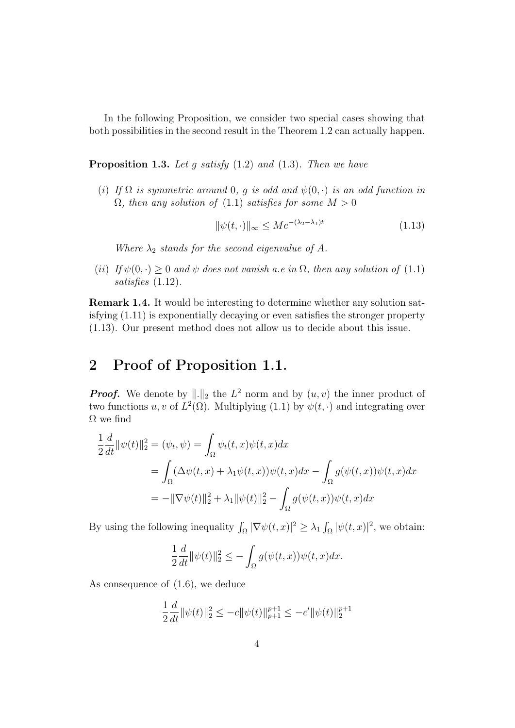In the following Proposition, we consider two special cases showing that both possibilities in the second result in the Theorem 1.2 can actually happen.

**Proposition 1.3.** *Let $g$ satisfy* (1.2) *and* (1.3)*. Then we have*

(*i*) *If $\Omega$ is symmetric around 0, $g$ is odd and $\psi(0,\cdot)$ is an odd function in $\Omega$, then any solution of* (1.1) *satisfies for some $M > 0$*

$$\|\psi(t,\cdot)\|_\infty \leq Me^{-(\lambda_2-\lambda_1)t} \tag{1.13}$$

*Where $\lambda_2$ stands for the second eigenvalue of $A$.*

(*ii*) *If $\psi(0,\cdot) \geq 0$ and $\psi$ does not vanish a.e in $\Omega$, then any solution of* (1.1) *satisfies* (1.12)*.*

**Remark 1.4.** It would be interesting to determine whether any solution satisfying (1.11) is exponentially decaying or even satisfies the stronger property (1.13). Our present method does not allow us to decide about this issue.

## 2 Proof of Proposition 1.1.

***Proof.*** We denote by $\|.\|_2$ the $L^2$ norm and by $(u, v)$ the inner product of two functions $u, v$ of $L^2(\Omega)$. Multiplying (1.1) by $\psi(t,\cdot)$ and integrating over $\Omega$ we find

$$\begin{aligned}
\frac{1}{2}\frac{d}{dt}\|\psi(t)\|_2^2 &= (\psi_t, \psi) = \int_\Omega \psi_t(t,x)\psi(t,x)dx \\
&= \int_\Omega (\Delta\psi(t,x) + \lambda_1\psi(t,x))\psi(t,x)dx - \int_\Omega g(\psi(t,x))\psi(t,x)dx \\
&= -\|\nabla\psi(t)\|_2^2 + \lambda_1\|\psi(t)\|_2^2 - \int_\Omega g(\psi(t,x))\psi(t,x)dx
\end{aligned}$$

By using the following inequality $\int_\Omega |\nabla\psi(t,x)|^2 \geq \lambda_1 \int_\Omega |\psi(t,x)|^2$, we obtain:

$$\frac{1}{2}\frac{d}{dt}\|\psi(t)\|_2^2 \leq -\int_\Omega g(\psi(t,x))\psi(t,x)dx.$$

As consequence of (1.6), we deduce

$$\frac{1}{2}\frac{d}{dt}\|\psi(t)\|_2^2 \leq -c\|\psi(t)\|_{p+1}^{p+1} \leq -c'\|\psi(t)\|_2^{p+1}$$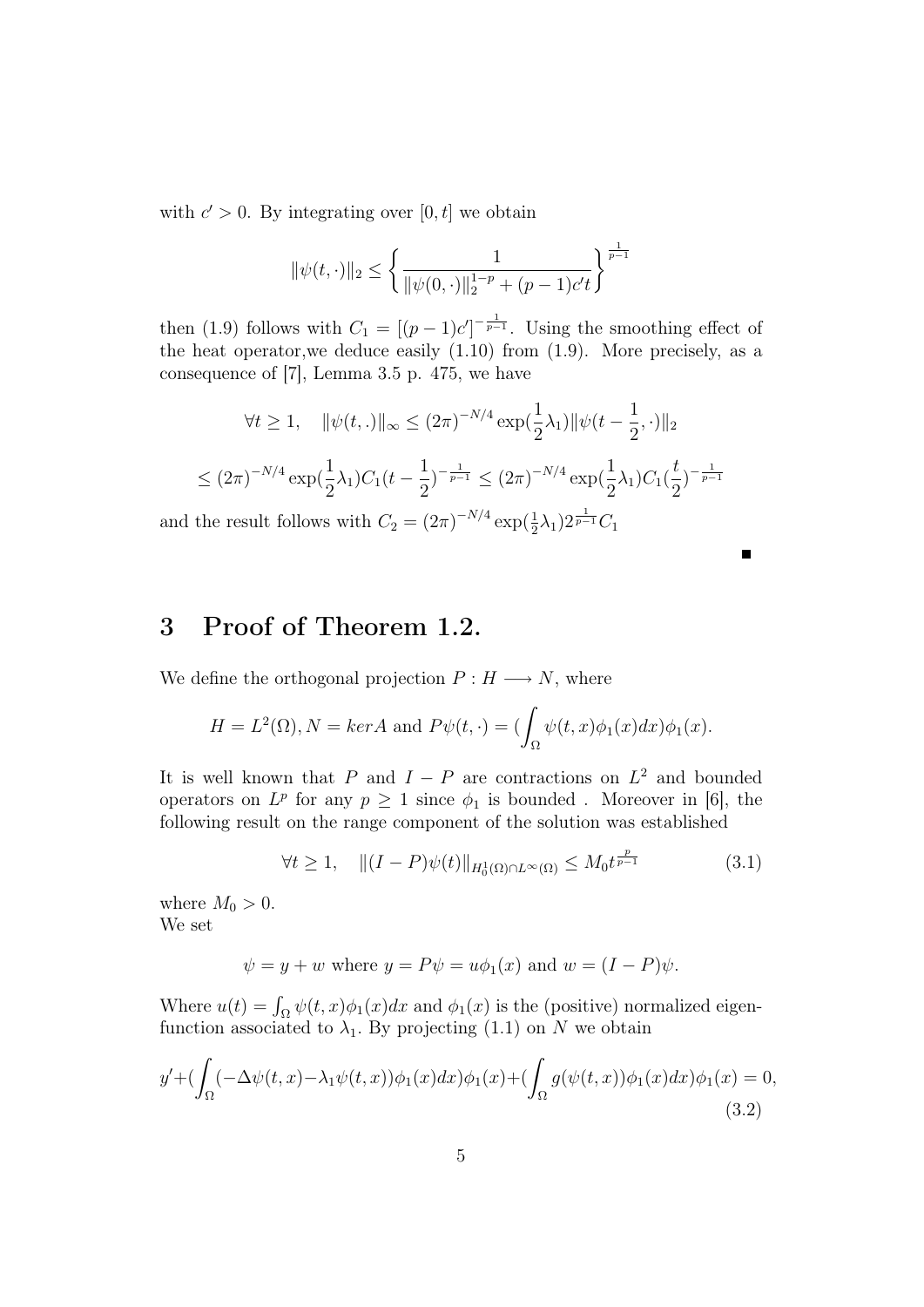with $c' > 0$. By integrating over $[0,t]$ we obtain

$$\|\psi(t,\cdot)\|_2 \leq \left\{ \frac{1}{\|\psi(0,\cdot)\|_2^{1-p} + (p-1)c't} \right\}^{\frac{1}{p-1}}$$

then (1.9) follows with $C_1 = [(p-1)c']^{-\frac{1}{p-1}}$. Using the smoothing effect of the heat operator,we deduce easily (1.10) from (1.9). More precisely, as a consequence of [7], Lemma 3.5 p. 475, we have

$$\forall t \geq 1, \quad \|\psi(t,.)\|_\infty \leq (2\pi)^{-N/4} \exp(\frac{1}{2}\lambda_1)\|\psi(t-\frac{1}{2},\cdot)\|_2$$

$$\leq (2\pi)^{-N/4} \exp(\frac{1}{2}\lambda_1) C_1 (t-\frac{1}{2})^{-\frac{1}{p-1}} \leq (2\pi)^{-N/4} \exp(\frac{1}{2}\lambda_1) C_1 (\frac{t}{2})^{-\frac{1}{p-1}}$$

and the result follows with $C_2 = (2\pi)^{-N/4} \exp(\frac{1}{2}\lambda_1) 2^{\frac{1}{p-1}} C_1$

■

# 3 Proof of Theorem 1.2.

We define the orthogonal projection $P : H \longrightarrow N$, where

$$H = L^2(\Omega), N = ker A \text{ and } P\psi(t,\cdot) = (\int_\Omega \psi(t,x)\phi_1(x)dx)\phi_1(x).$$

It is well known that $P$ and $I - P$ are contractions on $L^2$ and bounded operators on $L^p$ for any $p \geq 1$ since $\phi_1$ is bounded . Moreover in [6], the following result on the range component of the solution was established

$$\forall t \geq 1, \quad \|(I-P)\psi(t)\|_{H_0^1(\Omega)\cap L^\infty(\Omega)} \leq M_0 t^{\frac{p}{p-1}} \tag{3.1}$$

where $M_0 > 0$.
We set

$$\psi = y + w \text{ where } y = P\psi = u\phi_1(x) \text{ and } w = (I-P)\psi.$$

Where $u(t) = \int_\Omega \psi(t,x)\phi_1(x)dx$ and $\phi_1(x)$ is the (positive) normalized eigenfunction associated to $\lambda_1$. By projecting (1.1) on $N$ we obtain

$$y' + (\int_\Omega (-\Delta\psi(t,x) - \lambda_1\psi(t,x))\phi_1(x)dx)\phi_1(x) + (\int_\Omega g(\psi(t,x))\phi_1(x)dx)\phi_1(x) = 0, \tag{3.2}$$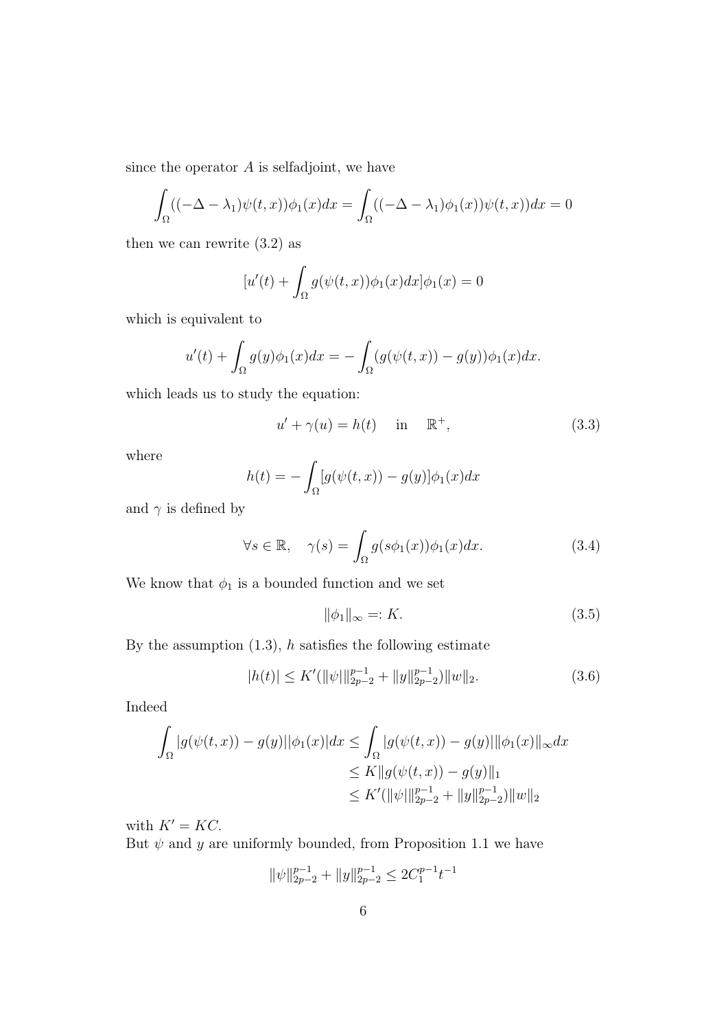since the operator $A$ is selfadjoint, we have

$$\int_\Omega ((-\Delta - \lambda_1)\psi(t,x))\phi_1(x)dx = \int_\Omega ((-\Delta - \lambda_1)\phi_1(x))\psi(t,x))dx = 0$$

then we can rewrite (3.2) as

$$[u'(t) + \int_\Omega g(\psi(t,x))\phi_1(x)dx]\phi_1(x) = 0$$

which is equivalent to

$$u'(t) + \int_\Omega g(y)\phi_1(x)dx = -\int_\Omega (g(\psi(t,x)) - g(y))\phi_1(x)dx.$$

which leads us to study the equation:

$$u' + \gamma(u) = h(t) \quad \text{ in } \quad \mathbb{R}^+, \tag{3.3}$$

where

$$h(t) = -\int_\Omega [g(\psi(t,x)) - g(y)]\phi_1(x)dx$$

and $\gamma$ is defined by

$$\forall s \in \mathbb{R}, \quad \gamma(s) = \int_\Omega g(s\phi_1(x))\phi_1(x)dx. \tag{3.4}$$

We know that $\phi_1$ is a bounded function and we set

$$\|\phi_1\|_\infty =: K. \tag{3.5}$$

By the assumption (1.3), $h$ satisfies the following estimate

$$|h(t)| \leq K'(\|\psi|\|_{2p-2}^{p-1} + \|y\|_{2p-2}^{p-1})\|w\|_2. \tag{3.6}$$

Indeed

$$\begin{aligned}
\int_\Omega |g(\psi(t,x)) - g(y)||\phi_1(x)|dx &\leq \int_\Omega |g(\psi(t,x)) - g(y)|\|\phi_1(x)\|_\infty dx \\
&\leq K\|g(\psi(t,x)) - g(y)\|_1 \\
&\leq K'(\|\psi|\|_{2p-2}^{p-1} + \|y\|_{2p-2}^{p-1})\|w\|_2
\end{aligned}$$

with $K' = KC$.
But $\psi$ and $y$ are uniformly bounded, from Proposition 1.1 we have

$$\|\psi\|_{2p-2}^{p-1} + \|y\|_{2p-2}^{p-1} \leq 2C_1^{p-1}t^{-1}$$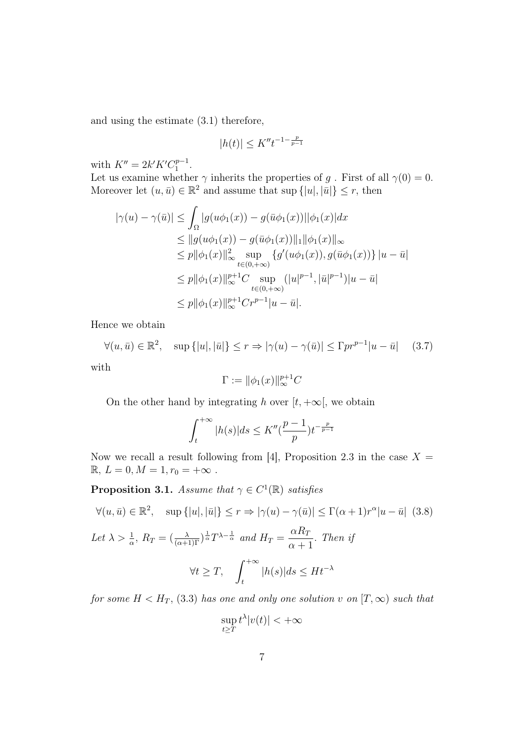and using the estimate (3.1) therefore,

$$|h(t)| \leq K'' t^{-1-\frac{p}{p-1}}$$

with $K'' = 2k'K'C_1^{p-1}$.

Let us examine whether $\gamma$ inherits the properties of $g$ . First of all $\gamma(0) = 0$. Moreover let $(u, \bar{u}) \in \mathbb{R}^2$ and assume that $\sup\{|u|, |\bar{u}|\} \leq r$, then

$$\begin{aligned}
|\gamma(u) - \gamma(\bar{u})| &\leq \int_\Omega |g(u\phi_1(x)) - g(\bar{u}\phi_1(x))||\phi_1(x)|dx \\
&\leq \|g(u\phi_1(x)) - g(\bar{u}\phi_1(x))\|_1 \|\phi_1(x)\|_\infty \\
&\leq p\|\phi_1(x)\|_\infty^2 \sup_{t\in(0,+\infty)} \{g'(u\phi_1(x)), g(\bar{u}\phi_1(x))\} |u - \bar{u}| \\
&\leq p\|\phi_1(x)\|_\infty^{p+1} C \sup_{t\in(0,+\infty)} (|u|^{p-1}, |\bar{u}|^{p-1})|u - \bar{u}| \\
&\leq p\|\phi_1(x)\|_\infty^{p+1} C r^{p-1}|u - \bar{u}|.
\end{aligned}$$

Hence we obtain

$$\forall (u, \bar{u}) \in \mathbb{R}^2, \quad \sup\{|u|, |\bar{u}|\} \leq r \Rightarrow |\gamma(u) - \gamma(\bar{u})| \leq \Gamma p r^{p-1}|u - \bar{u}| \quad (3.7)$$

with

$$\Gamma := \|\phi_1(x)\|_\infty^{p+1} C$$

On the other hand by integrating $h$ over $[t, +\infty[$, we obtain

$$\int_t^{+\infty} |h(s)|ds \leq K''(\frac{p-1}{p})t^{-\frac{p}{p-1}}$$

Now we recall a result following from [4], Proposition 2.3 in the case $X = \mathbb{R}$, $L = 0, M = 1, r_0 = +\infty$ .

**Proposition 3.1.** *Assume that $\gamma \in C^1(\mathbb{R})$ satisfies*

$$\forall (u, \bar{u}) \in \mathbb{R}^2, \quad \sup\{|u|, |\bar{u}|\} \leq r \Rightarrow |\gamma(u) - \gamma(\bar{u})| \leq \Gamma(\alpha + 1) r^\alpha |u - \bar{u}| \quad (3.8)$$

*Let $\lambda > \frac{1}{\alpha}$, $R_T = (\frac{\lambda}{(\alpha+1)\Gamma})^{\frac{1}{\alpha}} T^{\lambda - \frac{1}{\alpha}}$ and $H_T = \dfrac{\alpha R_T}{\alpha + 1}$. Then if*

$$\forall t \geq T, \quad \int_t^{+\infty} |h(s)|ds \leq Ht^{-\lambda}$$

*for some $H < H_T$, (3.3) has one and only one solution $v$ on $[T, \infty)$ such that*

$$\sup_{t\geq T} t^\lambda |v(t)| < +\infty$$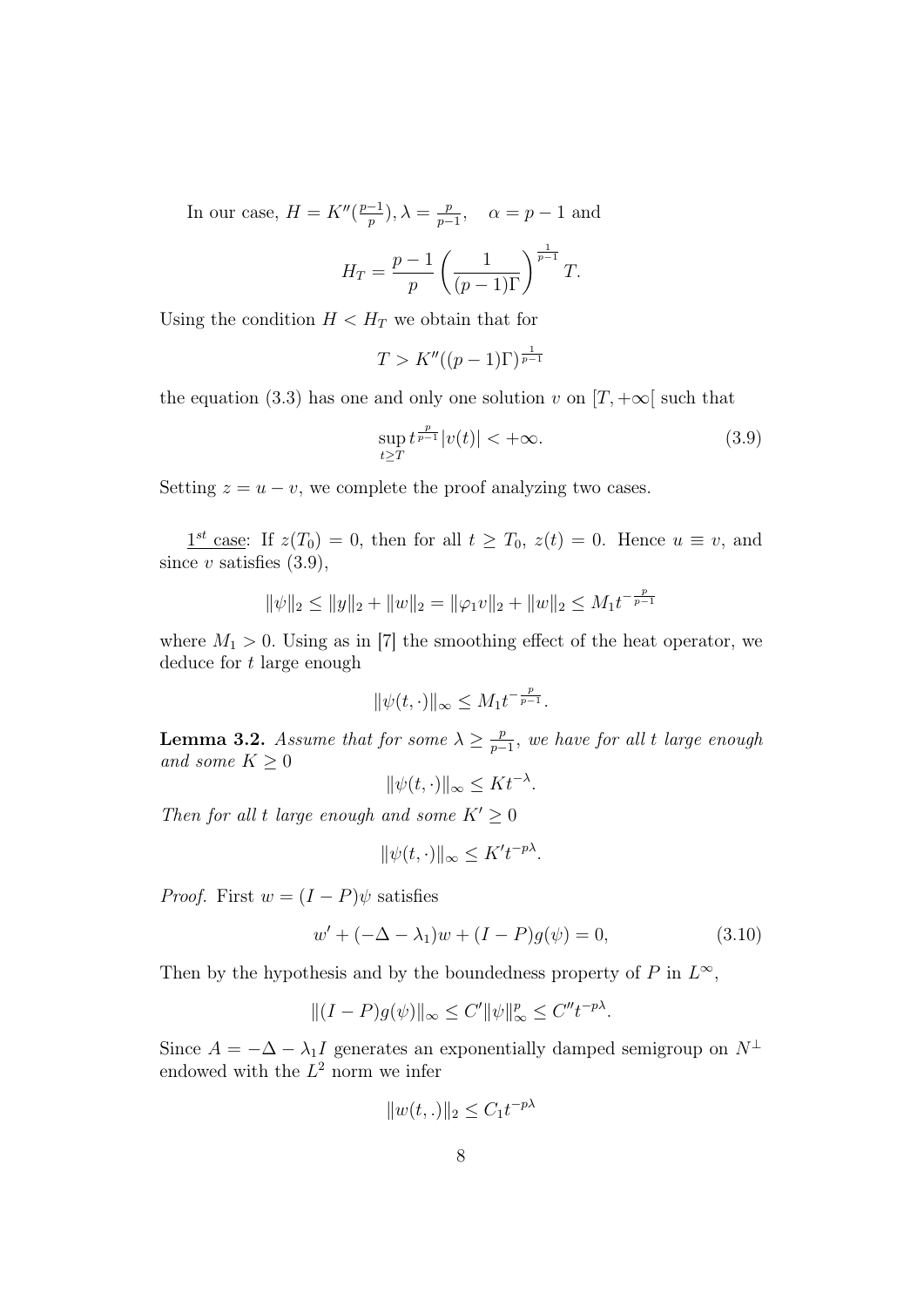In our case, $H = K''(\frac{p-1}{p}), \lambda = \frac{p}{p-1}, \quad \alpha = p-1$ and

$$H_T = \frac{p-1}{p}\left(\frac{1}{(p-1)\Gamma}\right)^{\frac{1}{p-1}} T.$$

Using the condition $H < H_T$ we obtain that for

$$T > K''((p-1)\Gamma)^{\frac{1}{p-1}}$$

the equation (3.3) has one and only one solution $v$ on $[T, +\infty[$ such that

$$\sup_{t \geq T} t^{\frac{p}{p-1}} |v(t)| < +\infty. \tag{3.9}$$

Setting $z = u - v$, we complete the proof analyzing two cases.

<u>$1^{st}$ case</u>: If $z(T_0) = 0$, then for all $t \geq T_0$, $z(t) = 0$. Hence $u \equiv v$, and since $v$ satisfies (3.9),

$$\|\psi\|_2 \leq \|y\|_2 + \|w\|_2 = \|\varphi_1 v\|_2 + \|w\|_2 \leq M_1 t^{-\frac{p}{p-1}}$$

where $M_1 > 0$. Using as in [7] the smoothing effect of the heat operator, we deduce for $t$ large enough

$$\|\psi(t, \cdot)\|_\infty \leq M_1 t^{-\frac{p}{p-1}}.$$

**Lemma 3.2.** *Assume that for some $\lambda \geq \frac{p}{p-1}$, we have for all $t$ large enough and some $K \geq 0$*

$$\|\psi(t, \cdot)\|_\infty \leq K t^{-\lambda}.$$

*Then for all $t$ large enough and some $K' \geq 0$*

$$\|\psi(t, \cdot)\|_\infty \leq K' t^{-p\lambda}.$$

*Proof.* First $w = (I - P)\psi$ satisfies

$$w' + (-\Delta - \lambda_1)w + (I - P)g(\psi) = 0, \tag{3.10}$$

Then by the hypothesis and by the boundedness property of $P$ in $L^\infty$,

$$\|(I - P)g(\psi)\|_\infty \leq C' \|\psi\|_\infty^p \leq C'' t^{-p\lambda}.$$

Since $A = -\Delta - \lambda_1 I$ generates an exponentially damped semigroup on $N^\perp$ endowed with the $L^2$ norm we infer

$$\|w(t, .)\|_2 \leq C_1 t^{-p\lambda}$$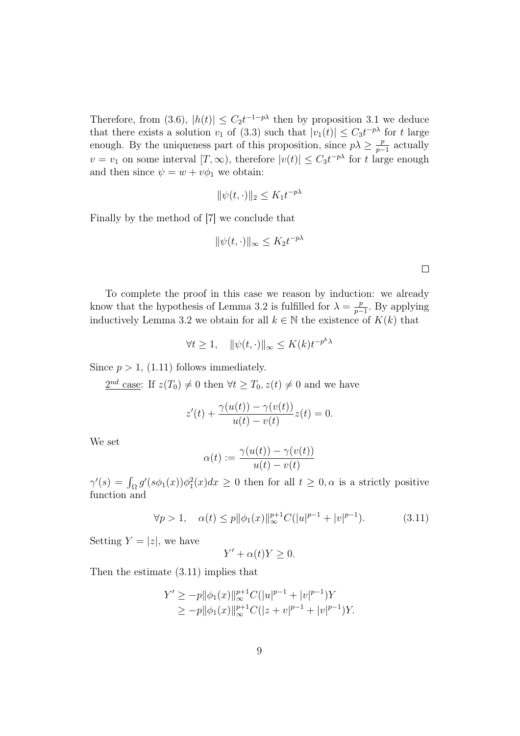Therefore, from (3.6), $|h(t)| \leq C_2 t^{-1-p\lambda}$ then by proposition 3.1 we deduce that there exists a solution $v_1$ of (3.3) such that $|v_1(t)| \leq C_3 t^{-p\lambda}$ for $t$ large enough. By the uniqueness part of this proposition, since $p\lambda \geq \frac{p}{p-1}$ actually $v = v_1$ on some interval $[T, \infty)$, therefore $|v(t)| \leq C_3 t^{-p\lambda}$ for $t$ large enough and then since $\psi = w + v\phi_1$ we obtain:

$$\|\psi(t,\cdot)\|_2 \leq K_1 t^{-p\lambda}$$

Finally by the method of [7] we conclude that

$$\|\psi(t,\cdot)\|_\infty \leq K_2 t^{-p\lambda}$$

□

To complete the proof in this case we reason by induction: we already know that the hypothesis of Lemma 3.2 is fulfilled for $\lambda = \frac{p}{p-1}$. By applying inductively Lemma 3.2 we obtain for all $k \in \mathbb{N}$ the existence of $K(k)$ that

$$\forall t \geq 1, \quad \|\psi(t,\cdot)\|_\infty \leq K(k) t^{-p^k \lambda}$$

Since $p > 1$, (1.11) follows immediately.

<u>$2^{nd}$ case</u>: If $z(T_0) \neq 0$ then $\forall t \geq T_0, z(t) \neq 0$ and we have

$$z'(t) + \frac{\gamma(u(t)) - \gamma(v(t))}{u(t) - v(t)} z(t) = 0.$$

We set

$$\alpha(t) := \frac{\gamma(u(t)) - \gamma(v(t))}{u(t) - v(t)}$$

$\gamma'(s) = \int_\Omega g'(s\phi_1(x))\phi_1^2(x)dx \geq 0$ then for all $t \geq 0, \alpha$ is a strictly positive function and

$$\forall p > 1, \quad \alpha(t) \leq p\|\phi_1(x)\|_\infty^{p+1} C(|u|^{p-1} + |v|^{p-1}). \tag{3.11}$$

Setting $Y = |z|$, we have

$$Y' + \alpha(t)Y \geq 0.$$

Then the estimate (3.11) implies that

$$\begin{aligned}
Y' &\geq -p\|\phi_1(x)\|_\infty^{p+1} C(|u|^{p-1} + |v|^{p-1})Y \\
&\geq -p\|\phi_1(x)\|_\infty^{p+1} C(|z+v|^{p-1} + |v|^{p-1})Y.
\end{aligned}$$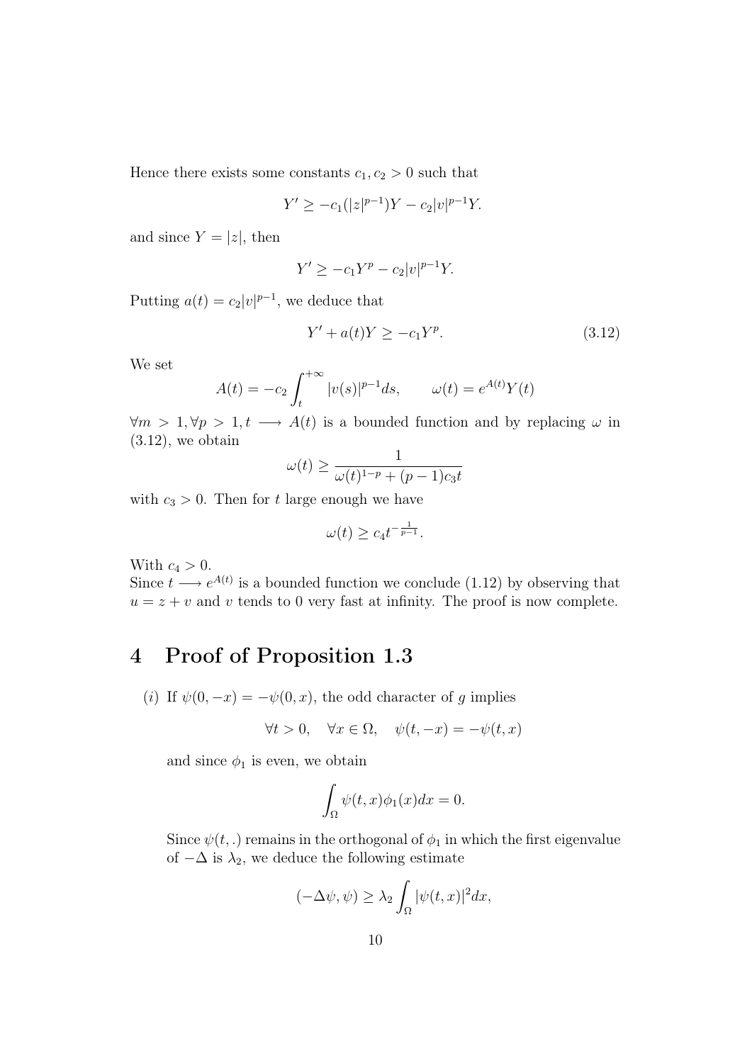Hence there exists some constants $c_1, c_2 > 0$ such that

$$Y' \geq -c_1(|z|^{p-1})Y - c_2|v|^{p-1}Y.$$

and since $Y = |z|$, then

$$Y' \geq -c_1 Y^p - c_2|v|^{p-1}Y.$$

Putting $a(t) = c_2|v|^{p-1}$, we deduce that

$$Y' + a(t)Y \geq -c_1 Y^p. \tag{3.12}$$

We set

$$A(t) = -c_2 \int_t^{+\infty} |v(s)|^{p-1} ds, \qquad \omega(t) = e^{A(t)}Y(t)$$

$\forall m > 1, \forall p > 1, t \longrightarrow A(t)$ is a bounded function and by replacing $\omega$ in (3.12), we obtain

$$\omega(t) \geq \frac{1}{\omega(t)^{1-p} + (p-1)c_3 t}$$

with $c_3 > 0$. Then for $t$ large enough we have

$$\omega(t) \geq c_4 t^{-\frac{1}{p-1}}.$$

With $c_4 > 0$.
Since $t \longrightarrow e^{A(t)}$ is a bounded function we conclude (1.12) by observing that $u = z + v$ and $v$ tends to 0 very fast at infinity. The proof is now complete.

# 4 Proof of Proposition 1.3

(*i*) If $\psi(0, -x) = -\psi(0, x)$, the odd character of $g$ implies

$$\forall t > 0, \quad \forall x \in \Omega, \quad \psi(t, -x) = -\psi(t, x)$$

and since $\phi_1$ is even, we obtain

$$\int_\Omega \psi(t, x)\phi_1(x)dx = 0.$$

Since $\psi(t, .)$ remains in the orthogonal of $\phi_1$ in which the first eigenvalue of $-\Delta$ is $\lambda_2$, we deduce the following estimate

$$(-\Delta\psi, \psi) \geq \lambda_2 \int_\Omega |\psi(t, x)|^2 dx,$$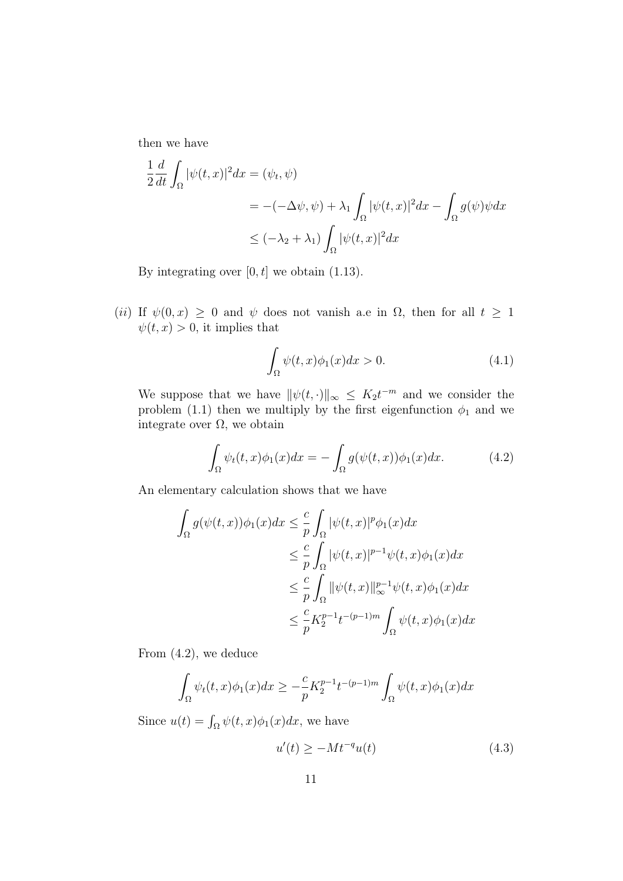then we have

$$
\begin{aligned}
\frac{1}{2}\frac{d}{dt}\int_\Omega |\psi(t,x)|^2 dx &= (\psi_t, \psi) \\
&= -(-\Delta\psi, \psi) + \lambda_1 \int_\Omega |\psi(t,x)|^2 dx - \int_\Omega g(\psi)\psi dx \\
&\leq (-\lambda_2 + \lambda_1)\int_\Omega |\psi(t,x)|^2 dx
\end{aligned}
$$

By integrating over $[0,t]$ we obtain (1.13).

(*ii*) If $\psi(0,x) \geq 0$ and $\psi$ does not vanish a.e in $\Omega$, then for all $t \geq 1$ $\psi(t,x) > 0$, it implies that

$$
\int_\Omega \psi(t,x)\phi_1(x)dx > 0. \tag{4.1}
$$

We suppose that we have $\|\psi(t,\cdot)\|_\infty \leq K_2 t^{-m}$ and we consider the problem (1.1) then we multiply by the first eigenfunction $\phi_1$ and we integrate over $\Omega$, we obtain

$$
\int_\Omega \psi_t(t,x)\phi_1(x)dx = -\int_\Omega g(\psi(t,x))\phi_1(x)dx. \tag{4.2}
$$

An elementary calculation shows that we have

$$
\begin{aligned}
\int_\Omega g(\psi(t,x))\phi_1(x)dx &\leq \frac{c}{p}\int_\Omega |\psi(t,x)|^p \phi_1(x)dx \\
&\leq \frac{c}{p}\int_\Omega |\psi(t,x)|^{p-1}\psi(t,x)\phi_1(x)dx \\
&\leq \frac{c}{p}\int_\Omega \|\psi(t,x)\|_\infty^{p-1}\psi(t,x)\phi_1(x)dx \\
&\leq \frac{c}{p}K_2^{p-1}t^{-(p-1)m}\int_\Omega \psi(t,x)\phi_1(x)dx
\end{aligned}
$$

From (4.2), we deduce

$$
\int_\Omega \psi_t(t,x)\phi_1(x)dx \geq -\frac{c}{p}K_2^{p-1}t^{-(p-1)m}\int_\Omega \psi(t,x)\phi_1(x)dx
$$

Since $u(t) = \int_\Omega \psi(t,x)\phi_1(x)dx$, we have

$$
u'(t) \geq -Mt^{-q}u(t) \tag{4.3}
$$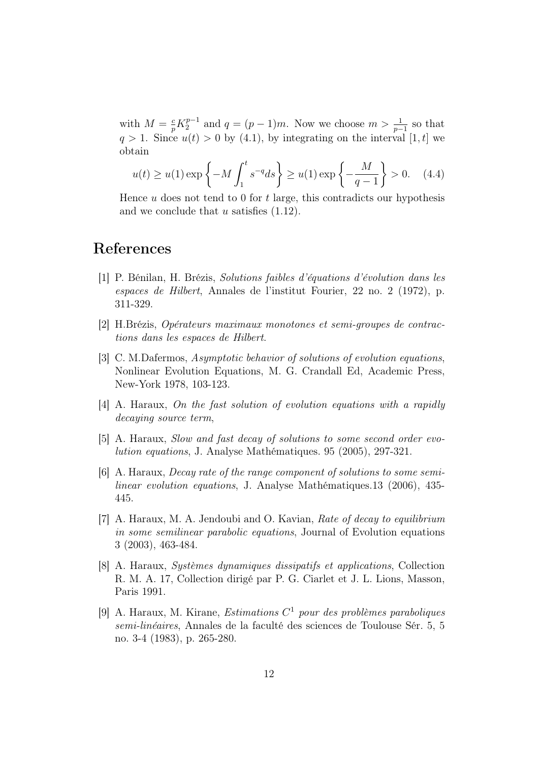with $M = \frac{c}{p}K_2^{p-1}$ and $q = (p-1)m$. Now we choose $m > \frac{1}{p-1}$ so that $q > 1$. Since $u(t) > 0$ by (4.1), by integrating on the interval $[1, t]$ we obtain

$$u(t) \geq u(1) \exp\left\{-M \int_1^t s^{-q} ds\right\} \geq u(1) \exp\left\{-\frac{M}{q-1}\right\} > 0. \quad (4.4)$$

Hence $u$ does not tend to 0 for $t$ large, this contradicts our hypothesis and we conclude that $u$ satisfies (1.12).

# References

[1] P. Bénilan, H. Brézis, *Solutions faibles d'équations d'évolution dans les espaces de Hilbert*, Annales de l'institut Fourier, 22 no. 2 (1972), p. 311-329.

[2] H.Brézis, *Opérateurs maximaux monotones et semi-groupes de contractions dans les espaces de Hilbert*.

[3] C. M.Dafermos, *Asymptotic behavior of solutions of evolution equations*, Nonlinear Evolution Equations, M. G. Crandall Ed, Academic Press, New-York 1978, 103-123.

[4] A. Haraux, *On the fast solution of evolution equations with a rapidly decaying source term*,

[5] A. Haraux, *Slow and fast decay of solutions to some second order evolution equations*, J. Analyse Mathématiques. 95 (2005), 297-321.

[6] A. Haraux, *Decay rate of the range component of solutions to some semilinear evolution equations*, J. Analyse Mathématiques.13 (2006), 435-445.

[7] A. Haraux, M. A. Jendoubi and O. Kavian, *Rate of decay to equilibrium in some semilinear parabolic equations*, Journal of Evolution equations 3 (2003), 463-484.

[8] A. Haraux, *Systèmes dynamiques dissipatifs et applications*, Collection R. M. A. 17, Collection dirigé par P. G. Ciarlet et J. L. Lions, Masson, Paris 1991.

[9] A. Haraux, M. Kirane, *Estimations $C^1$ pour des problèmes paraboliques semi-linéaires*, Annales de la faculté des sciences de Toulouse Sér. 5, 5 no. 3-4 (1983), p. 265-280.